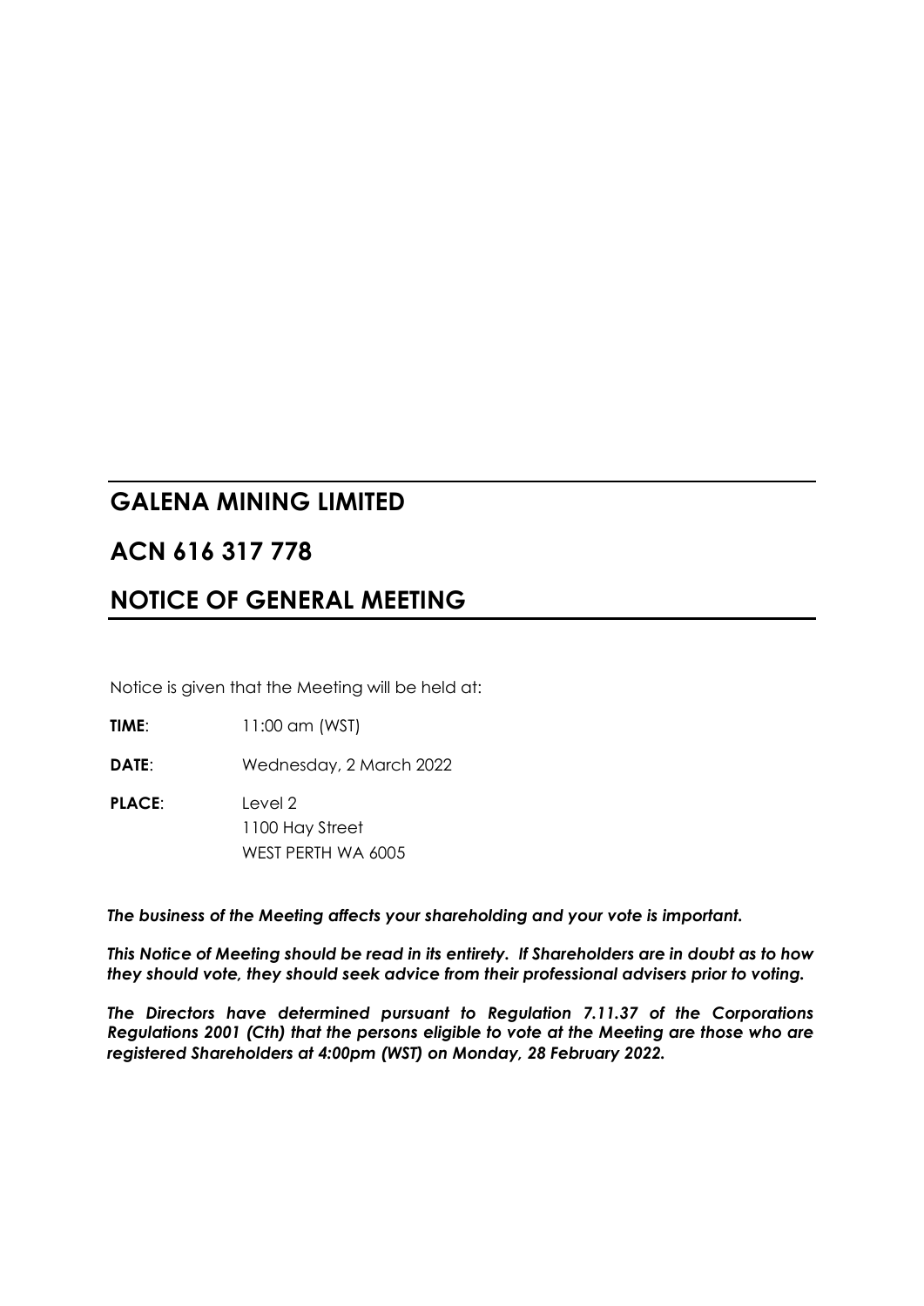# GALENA MINING LIMITED

# ACN 616 317 778

# NOTICE OF GENERAL MEETING

Notice is given that the Meeting will be held at:

**TIME**: 11:00 am (WST)

**DATE**: Wednesday, 2 March 2022

**PLACE**: Level 2
1100 Hay Street
WEST PERTH WA 6005

***The business of the Meeting affects your shareholding and your vote is important.***

***This Notice of Meeting should be read in its entirety. If Shareholders are in doubt as to how they should vote, they should seek advice from their professional advisers prior to voting.***

***The Directors have determined pursuant to Regulation 7.11.37 of the Corporations Regulations 2001 (Cth) that the persons eligible to vote at the Meeting are those who are registered Shareholders at 4:00pm (WST) on Monday, 28 February 2022.***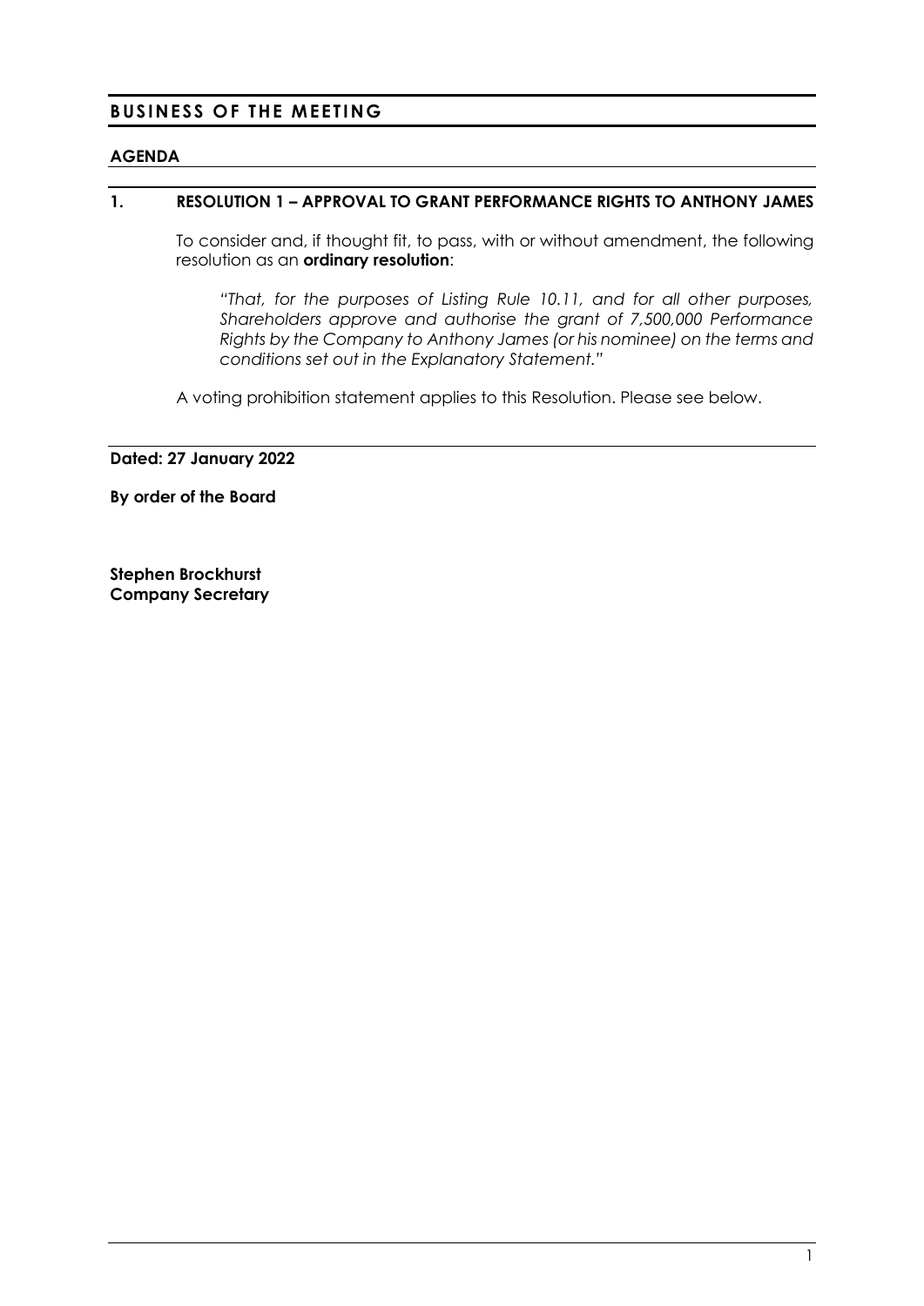# BUSINESS OF THE MEETING

## AGENDA

### 1. RESOLUTION 1 – APPROVAL TO GRANT PERFORMANCE RIGHTS TO ANTHONY JAMES

To consider and, if thought fit, to pass, with or without amendment, the following resolution as an **ordinary resolution**:

> *"That, for the purposes of Listing Rule 10.11, and for all other purposes, Shareholders approve and authorise the grant of 7,500,000 Performance Rights by the Company to Anthony James (or his nominee) on the terms and conditions set out in the Explanatory Statement."*

A voting prohibition statement applies to this Resolution. Please see below.

**Dated: 27 January 2022**

**By order of the Board**

**Stephen Brockhurst**
**Company Secretary**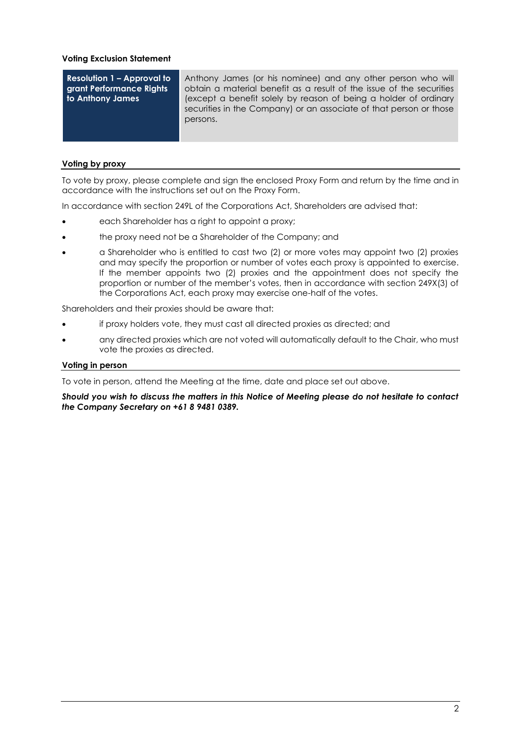**Voting Exclusion Statement**

| **Resolution 1 – Approval to grant Performance Rights to Anthony James** | Anthony James (or his nominee) and any other person who will obtain a material benefit as a result of the issue of the securities (except a benefit solely by reason of being a holder of ordinary securities in the Company) or an associate of that person or those persons. |
| --- | --- |

## Voting by proxy

To vote by proxy, please complete and sign the enclosed Proxy Form and return by the time and in accordance with the instructions set out on the Proxy Form.

In accordance with section 249L of the Corporations Act, Shareholders are advised that:

- each Shareholder has a right to appoint a proxy;
- the proxy need not be a Shareholder of the Company; and
- a Shareholder who is entitled to cast two (2) or more votes may appoint two (2) proxies and may specify the proportion or number of votes each proxy is appointed to exercise. If the member appoints two (2) proxies and the appointment does not specify the proportion or number of the member's votes, then in accordance with section 249X(3) of the Corporations Act, each proxy may exercise one-half of the votes.

Shareholders and their proxies should be aware that:

- if proxy holders vote, they must cast all directed proxies as directed; and
- any directed proxies which are not voted will automatically default to the Chair, who must vote the proxies as directed.

## Voting in person

To vote in person, attend the Meeting at the time, date and place set out above.

***Should you wish to discuss the matters in this Notice of Meeting please do not hesitate to contact the Company Secretary on +61 8 9481 0389.***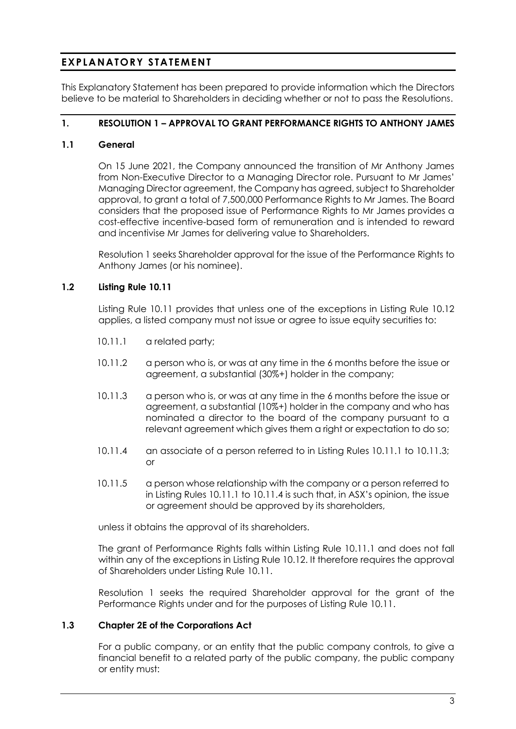# EXPLANATORY STATEMENT

This Explanatory Statement has been prepared to provide information which the Directors believe to be material to Shareholders in deciding whether or not to pass the Resolutions.

## 1. RESOLUTION 1 – APPROVAL TO GRANT PERFORMANCE RIGHTS TO ANTHONY JAMES

### 1.1 General

On 15 June 2021, the Company announced the transition of Mr Anthony James from Non-Executive Director to a Managing Director role. Pursuant to Mr James' Managing Director agreement, the Company has agreed, subject to Shareholder approval, to grant a total of 7,500,000 Performance Rights to Mr James. The Board considers that the proposed issue of Performance Rights to Mr James provides a cost-effective incentive-based form of remuneration and is intended to reward and incentivise Mr James for delivering value to Shareholders.

Resolution 1 seeks Shareholder approval for the issue of the Performance Rights to Anthony James (or his nominee).

### 1.2 Listing Rule 10.11

Listing Rule 10.11 provides that unless one of the exceptions in Listing Rule 10.12 applies, a listed company must not issue or agree to issue equity securities to:

- 10.11.1 a related party;
- 10.11.2 a person who is, or was at any time in the 6 months before the issue or agreement, a substantial (30%+) holder in the company;
- 10.11.3 a person who is, or was at any time in the 6 months before the issue or agreement, a substantial (10%+) holder in the company and who has nominated a director to the board of the company pursuant to a relevant agreement which gives them a right or expectation to do so;
- 10.11.4 an associate of a person referred to in Listing Rules 10.11.1 to 10.11.3; or
- 10.11.5 a person whose relationship with the company or a person referred to in Listing Rules 10.11.1 to 10.11.4 is such that, in ASX's opinion, the issue or agreement should be approved by its shareholders,

unless it obtains the approval of its shareholders.

The grant of Performance Rights falls within Listing Rule 10.11.1 and does not fall within any of the exceptions in Listing Rule 10.12. It therefore requires the approval of Shareholders under Listing Rule 10.11.

Resolution 1 seeks the required Shareholder approval for the grant of the Performance Rights under and for the purposes of Listing Rule 10.11.

### 1.3 Chapter 2E of the Corporations Act

For a public company, or an entity that the public company controls, to give a financial benefit to a related party of the public company, the public company or entity must: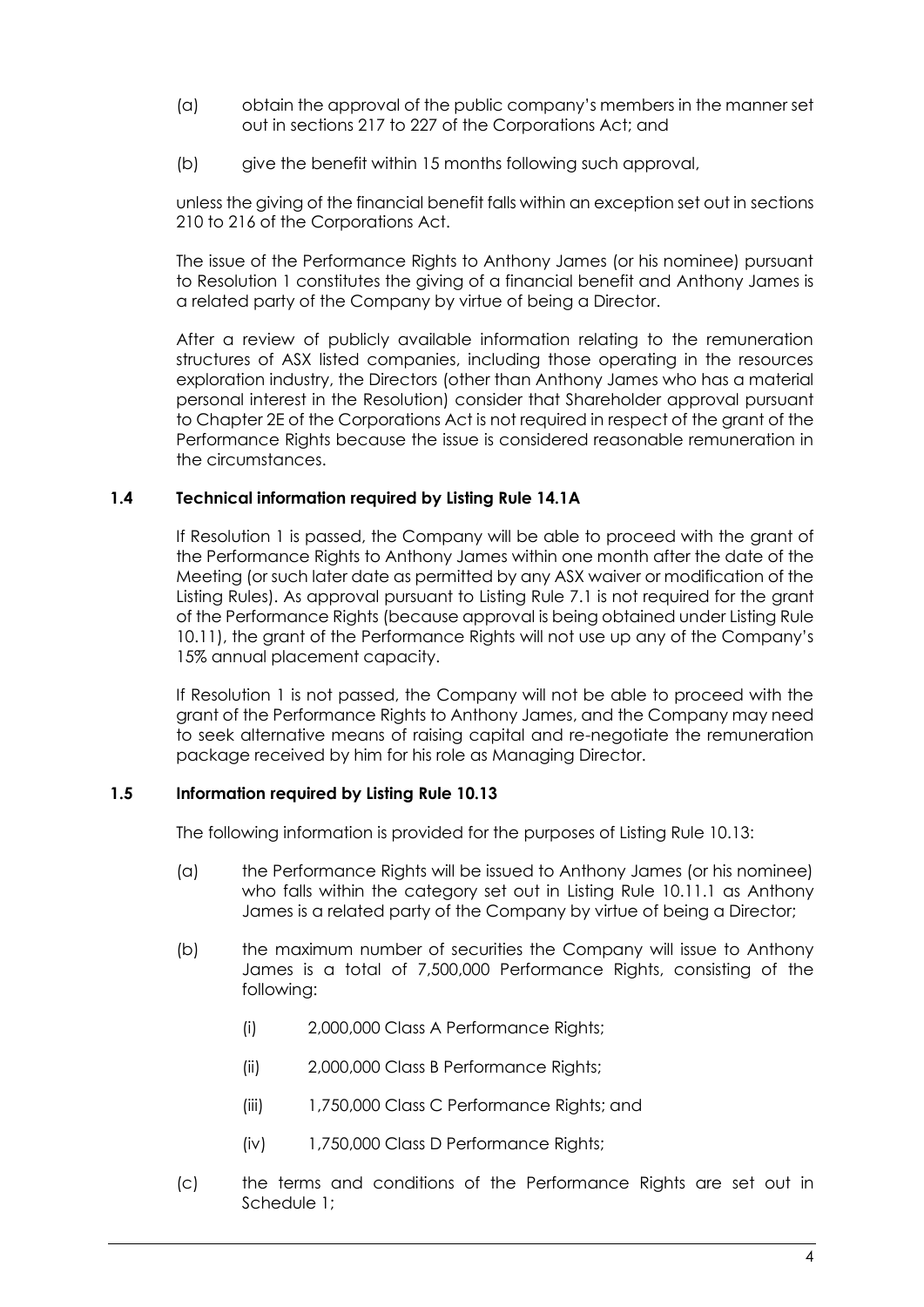(a) obtain the approval of the public company's members in the manner set out in sections 217 to 227 of the Corporations Act; and

(b) give the benefit within 15 months following such approval,

unless the giving of the financial benefit falls within an exception set out in sections 210 to 216 of the Corporations Act.

The issue of the Performance Rights to Anthony James (or his nominee) pursuant to Resolution 1 constitutes the giving of a financial benefit and Anthony James is a related party of the Company by virtue of being a Director.

After a review of publicly available information relating to the remuneration structures of ASX listed companies, including those operating in the resources exploration industry, the Directors (other than Anthony James who has a material personal interest in the Resolution) consider that Shareholder approval pursuant to Chapter 2E of the Corporations Act is not required in respect of the grant of the Performance Rights because the issue is considered reasonable remuneration in the circumstances.

### 1.4 Technical information required by Listing Rule 14.1A

If Resolution 1 is passed, the Company will be able to proceed with the grant of the Performance Rights to Anthony James within one month after the date of the Meeting (or such later date as permitted by any ASX waiver or modification of the Listing Rules). As approval pursuant to Listing Rule 7.1 is not required for the grant of the Performance Rights (because approval is being obtained under Listing Rule 10.11), the grant of the Performance Rights will not use up any of the Company's 15% annual placement capacity.

If Resolution 1 is not passed, the Company will not be able to proceed with the grant of the Performance Rights to Anthony James, and the Company may need to seek alternative means of raising capital and re-negotiate the remuneration package received by him for his role as Managing Director.

### 1.5 Information required by Listing Rule 10.13

The following information is provided for the purposes of Listing Rule 10.13:

(a) the Performance Rights will be issued to Anthony James (or his nominee) who falls within the category set out in Listing Rule 10.11.1 as Anthony James is a related party of the Company by virtue of being a Director;

(b) the maximum number of securities the Company will issue to Anthony James is a total of 7,500,000 Performance Rights, consisting of the following:

   (i) 2,000,000 Class A Performance Rights;

   (ii) 2,000,000 Class B Performance Rights;

   (iii) 1,750,000 Class C Performance Rights; and

   (iv) 1,750,000 Class D Performance Rights;

(c) the terms and conditions of the Performance Rights are set out in Schedule 1;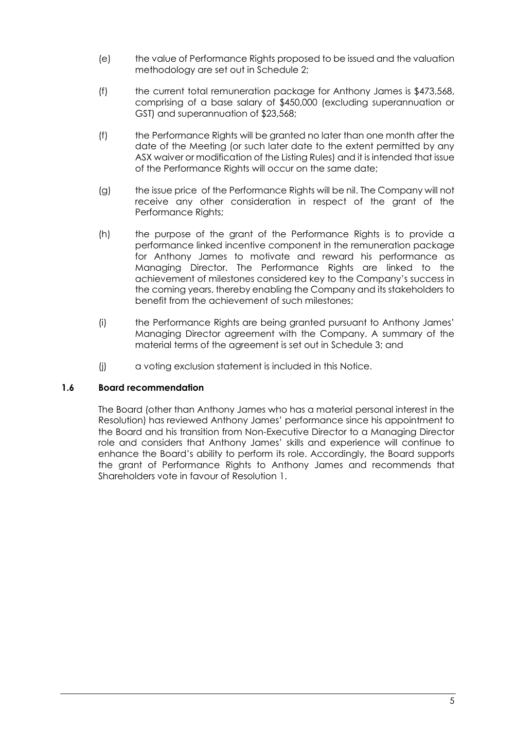(e) the value of Performance Rights proposed to be issued and the valuation methodology are set out in Schedule 2;

(f) the current total remuneration package for Anthony James is $473,568, comprising of a base salary of $450,000 (excluding superannuation or GST) and superannuation of $23,568;

(f) the Performance Rights will be granted no later than one month after the date of the Meeting (or such later date to the extent permitted by any ASX waiver or modification of the Listing Rules) and it is intended that issue of the Performance Rights will occur on the same date;

(g) the issue price of the Performance Rights will be nil. The Company will not receive any other consideration in respect of the grant of the Performance Rights;

(h) the purpose of the grant of the Performance Rights is to provide a performance linked incentive component in the remuneration package for Anthony James to motivate and reward his performance as Managing Director. The Performance Rights are linked to the achievement of milestones considered key to the Company's success in the coming years, thereby enabling the Company and its stakeholders to benefit from the achievement of such milestones;

(i) the Performance Rights are being granted pursuant to Anthony James' Managing Director agreement with the Company. A summary of the material terms of the agreement is set out in Schedule 3; and

(j) a voting exclusion statement is included in this Notice.

### 1.6 Board recommendation

The Board (other than Anthony James who has a material personal interest in the Resolution) has reviewed Anthony James' performance since his appointment to the Board and his transition from Non-Executive Director to a Managing Director role and considers that Anthony James' skills and experience will continue to enhance the Board's ability to perform its role. Accordingly, the Board supports the grant of Performance Rights to Anthony James and recommends that Shareholders vote in favour of Resolution 1.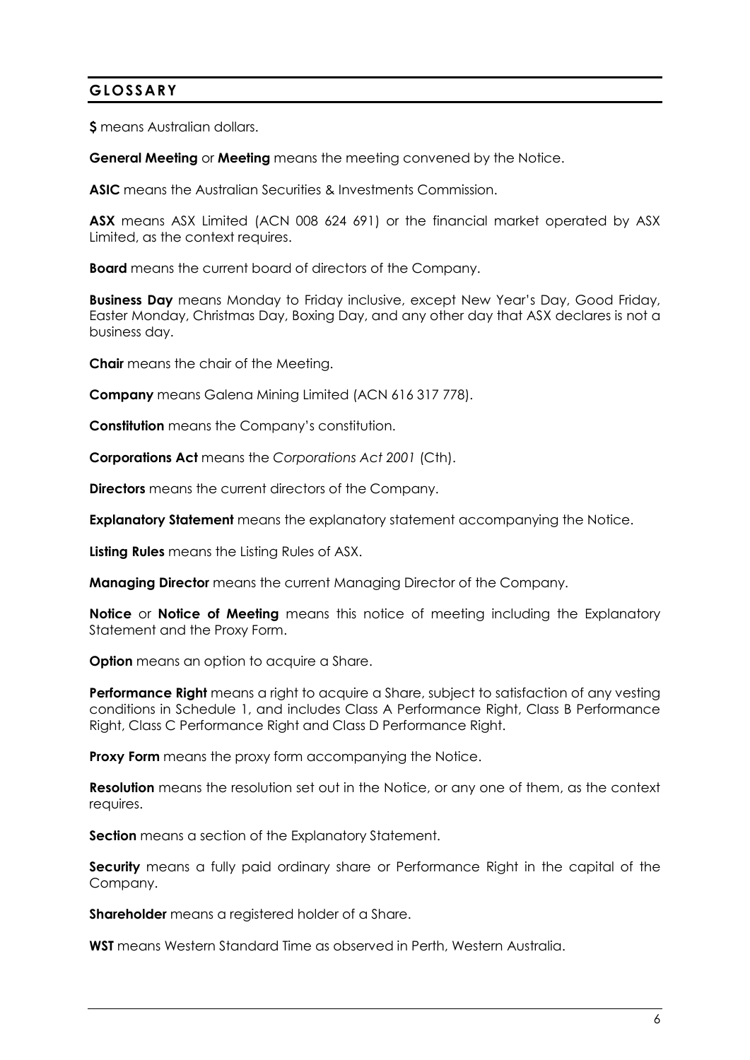## GLOSSARY

**$** means Australian dollars.

**General Meeting** or **Meeting** means the meeting convened by the Notice.

**ASIC** means the Australian Securities & Investments Commission.

**ASX** means ASX Limited (ACN 008 624 691) or the financial market operated by ASX Limited, as the context requires.

**Board** means the current board of directors of the Company.

**Business Day** means Monday to Friday inclusive, except New Year's Day, Good Friday, Easter Monday, Christmas Day, Boxing Day, and any other day that ASX declares is not a business day.

**Chair** means the chair of the Meeting.

**Company** means Galena Mining Limited (ACN 616 317 778).

**Constitution** means the Company's constitution.

**Corporations Act** means the *Corporations Act 2001* (Cth).

**Directors** means the current directors of the Company.

**Explanatory Statement** means the explanatory statement accompanying the Notice.

**Listing Rules** means the Listing Rules of ASX.

**Managing Director** means the current Managing Director of the Company.

**Notice** or **Notice of Meeting** means this notice of meeting including the Explanatory Statement and the Proxy Form.

**Option** means an option to acquire a Share.

**Performance Right** means a right to acquire a Share, subject to satisfaction of any vesting conditions in Schedule 1, and includes Class A Performance Right, Class B Performance Right, Class C Performance Right and Class D Performance Right.

**Proxy Form** means the proxy form accompanying the Notice.

**Resolution** means the resolution set out in the Notice, or any one of them, as the context requires.

**Section** means a section of the Explanatory Statement.

**Security** means a fully paid ordinary share or Performance Right in the capital of the Company.

**Shareholder** means a registered holder of a Share.

**WST** means Western Standard Time as observed in Perth, Western Australia.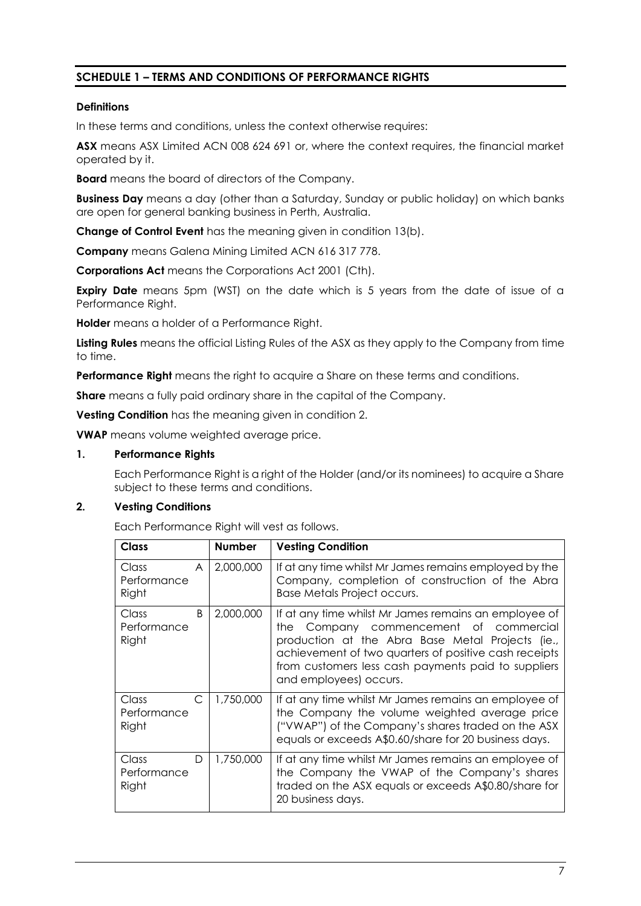## SCHEDULE 1 – TERMS AND CONDITIONS OF PERFORMANCE RIGHTS

**Definitions**

In these terms and conditions, unless the context otherwise requires:

**ASX** means ASX Limited ACN 008 624 691 or, where the context requires, the financial market operated by it.

**Board** means the board of directors of the Company.

**Business Day** means a day (other than a Saturday, Sunday or public holiday) on which banks are open for general banking business in Perth, Australia.

**Change of Control Event** has the meaning given in condition 13(b).

**Company** means Galena Mining Limited ACN 616 317 778.

**Corporations Act** means the Corporations Act 2001 (Cth).

**Expiry Date** means 5pm (WST) on the date which is 5 years from the date of issue of a Performance Right.

**Holder** means a holder of a Performance Right.

**Listing Rules** means the official Listing Rules of the ASX as they apply to the Company from time to time.

**Performance Right** means the right to acquire a Share on these terms and conditions.

**Share** means a fully paid ordinary share in the capital of the Company.

**Vesting Condition** has the meaning given in condition 2.

**VWAP** means volume weighted average price.

### 1. Performance Rights

Each Performance Right is a right of the Holder (and/or its nominees) to acquire a Share subject to these terms and conditions.

### 2. Vesting Conditions

Each Performance Right will vest as follows.

| Class | Number | Vesting Condition |
|---|---|---|
| Class A Performance Right | 2,000,000 | If at any time whilst Mr James remains employed by the Company, completion of construction of the Abra Base Metals Project occurs. |
| Class B Performance Right | 2,000,000 | If at any time whilst Mr James remains an employee of the Company commencement of commercial production at the Abra Base Metal Projects (ie., achievement of two quarters of positive cash receipts from customers less cash payments paid to suppliers and employees) occurs. |
| Class C Performance Right | 1,750,000 | If at any time whilst Mr James remains an employee of the Company the volume weighted average price ("VWAP") of the Company's shares traded on the ASX equals or exceeds A$0.60/share for 20 business days. |
| Class D Performance Right | 1,750,000 | If at any time whilst Mr James remains an employee of the Company the VWAP of the Company's shares traded on the ASX equals or exceeds A$0.80/share for 20 business days. |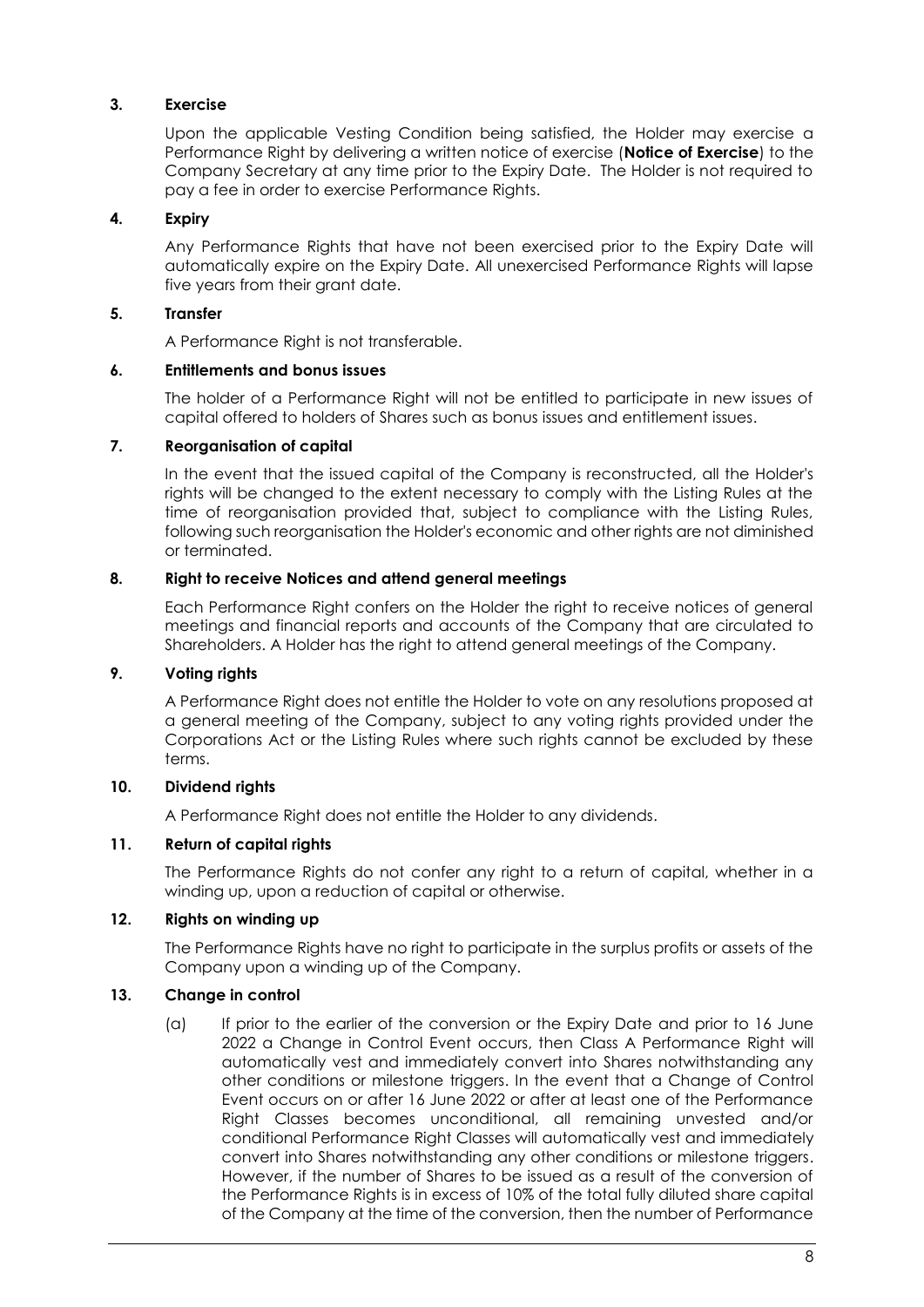**3. Exercise**

Upon the applicable Vesting Condition being satisfied, the Holder may exercise a Performance Right by delivering a written notice of exercise (**Notice of Exercise**) to the Company Secretary at any time prior to the Expiry Date. The Holder is not required to pay a fee in order to exercise Performance Rights.

**4. Expiry**

Any Performance Rights that have not been exercised prior to the Expiry Date will automatically expire on the Expiry Date. All unexercised Performance Rights will lapse five years from their grant date.

**5. Transfer**

A Performance Right is not transferable.

**6. Entitlements and bonus issues**

The holder of a Performance Right will not be entitled to participate in new issues of capital offered to holders of Shares such as bonus issues and entitlement issues.

**7. Reorganisation of capital**

In the event that the issued capital of the Company is reconstructed, all the Holder's rights will be changed to the extent necessary to comply with the Listing Rules at the time of reorganisation provided that, subject to compliance with the Listing Rules, following such reorganisation the Holder's economic and other rights are not diminished or terminated.

**8. Right to receive Notices and attend general meetings**

Each Performance Right confers on the Holder the right to receive notices of general meetings and financial reports and accounts of the Company that are circulated to Shareholders. A Holder has the right to attend general meetings of the Company.

**9. Voting rights**

A Performance Right does not entitle the Holder to vote on any resolutions proposed at a general meeting of the Company, subject to any voting rights provided under the Corporations Act or the Listing Rules where such rights cannot be excluded by these terms.

**10. Dividend rights**

A Performance Right does not entitle the Holder to any dividends.

**11. Return of capital rights**

The Performance Rights do not confer any right to a return of capital, whether in a winding up, upon a reduction of capital or otherwise.

**12. Rights on winding up**

The Performance Rights have no right to participate in the surplus profits or assets of the Company upon a winding up of the Company.

**13. Change in control**

(a) If prior to the earlier of the conversion or the Expiry Date and prior to 16 June 2022 a Change in Control Event occurs, then Class A Performance Right will automatically vest and immediately convert into Shares notwithstanding any other conditions or milestone triggers. In the event that a Change of Control Event occurs on or after 16 June 2022 or after at least one of the Performance Right Classes becomes unconditional, all remaining unvested and/or conditional Performance Right Classes will automatically vest and immediately convert into Shares notwithstanding any other conditions or milestone triggers. However, if the number of Shares to be issued as a result of the conversion of the Performance Rights is in excess of 10% of the total fully diluted share capital of the Company at the time of the conversion, then the number of Performance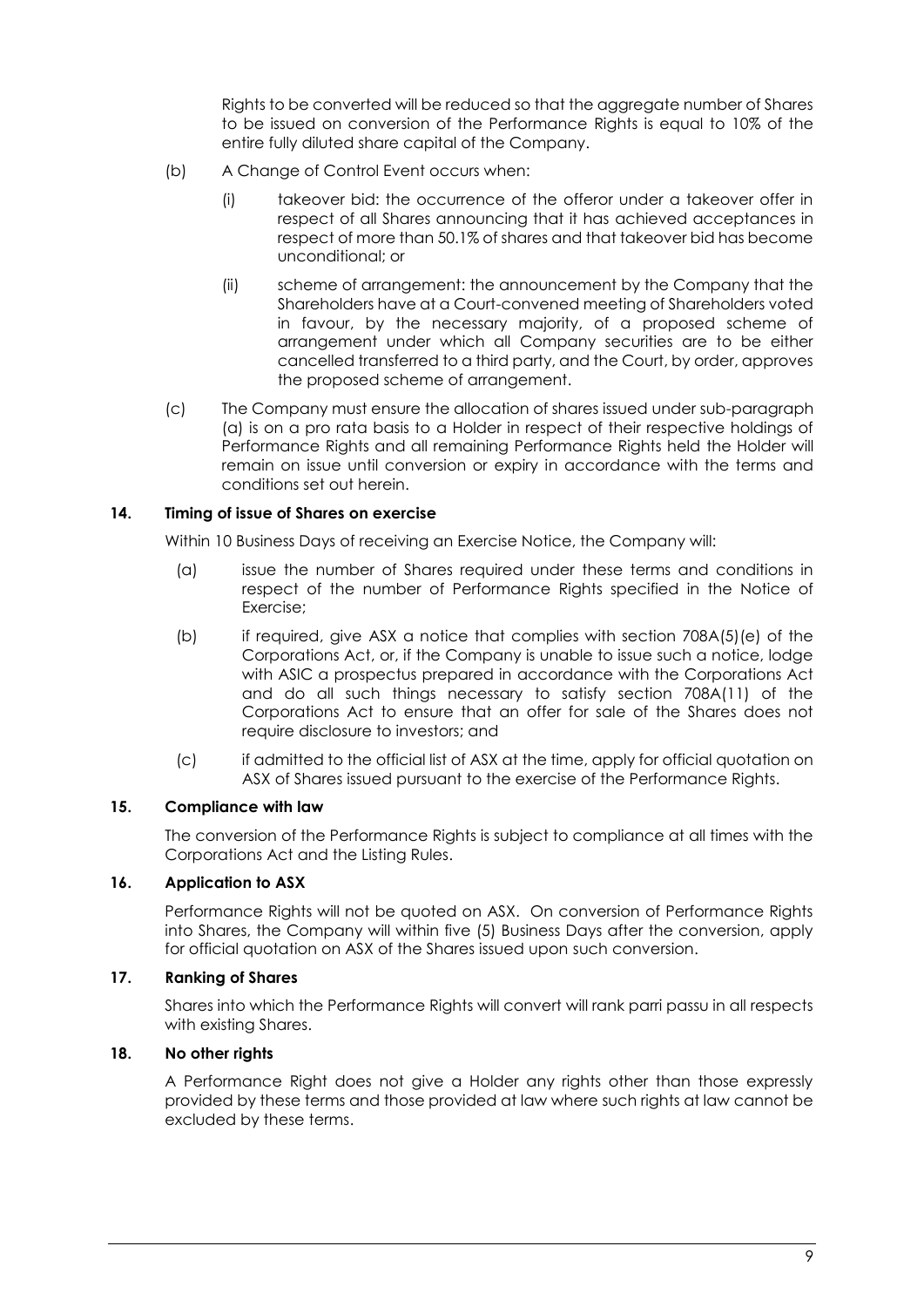Rights to be converted will be reduced so that the aggregate number of Shares to be issued on conversion of the Performance Rights is equal to 10% of the entire fully diluted share capital of the Company.

(b) A Change of Control Event occurs when:

   (i) takeover bid: the occurrence of the offeror under a takeover offer in respect of all Shares announcing that it has achieved acceptances in respect of more than 50.1% of shares and that takeover bid has become unconditional; or

   (ii) scheme of arrangement: the announcement by the Company that the Shareholders have at a Court-convened meeting of Shareholders voted in favour, by the necessary majority, of a proposed scheme of arrangement under which all Company securities are to be either cancelled transferred to a third party, and the Court, by order, approves the proposed scheme of arrangement.

(c) The Company must ensure the allocation of shares issued under sub-paragraph (a) is on a pro rata basis to a Holder in respect of their respective holdings of Performance Rights and all remaining Performance Rights held the Holder will remain on issue until conversion or expiry in accordance with the terms and conditions set out herein.

**14. Timing of issue of Shares on exercise**

Within 10 Business Days of receiving an Exercise Notice, the Company will:

(a) issue the number of Shares required under these terms and conditions in respect of the number of Performance Rights specified in the Notice of Exercise;

(b) if required, give ASX a notice that complies with section 708A(5)(e) of the Corporations Act, or, if the Company is unable to issue such a notice, lodge with ASIC a prospectus prepared in accordance with the Corporations Act and do all such things necessary to satisfy section 708A(11) of the Corporations Act to ensure that an offer for sale of the Shares does not require disclosure to investors; and

(c) if admitted to the official list of ASX at the time, apply for official quotation on ASX of Shares issued pursuant to the exercise of the Performance Rights.

**15. Compliance with law**

The conversion of the Performance Rights is subject to compliance at all times with the Corporations Act and the Listing Rules.

**16. Application to ASX**

Performance Rights will not be quoted on ASX. On conversion of Performance Rights into Shares, the Company will within five (5) Business Days after the conversion, apply for official quotation on ASX of the Shares issued upon such conversion.

**17. Ranking of Shares**

Shares into which the Performance Rights will convert will rank parri passu in all respects with existing Shares.

**18. No other rights**

A Performance Right does not give a Holder any rights other than those expressly provided by these terms and those provided at law where such rights at law cannot be excluded by these terms.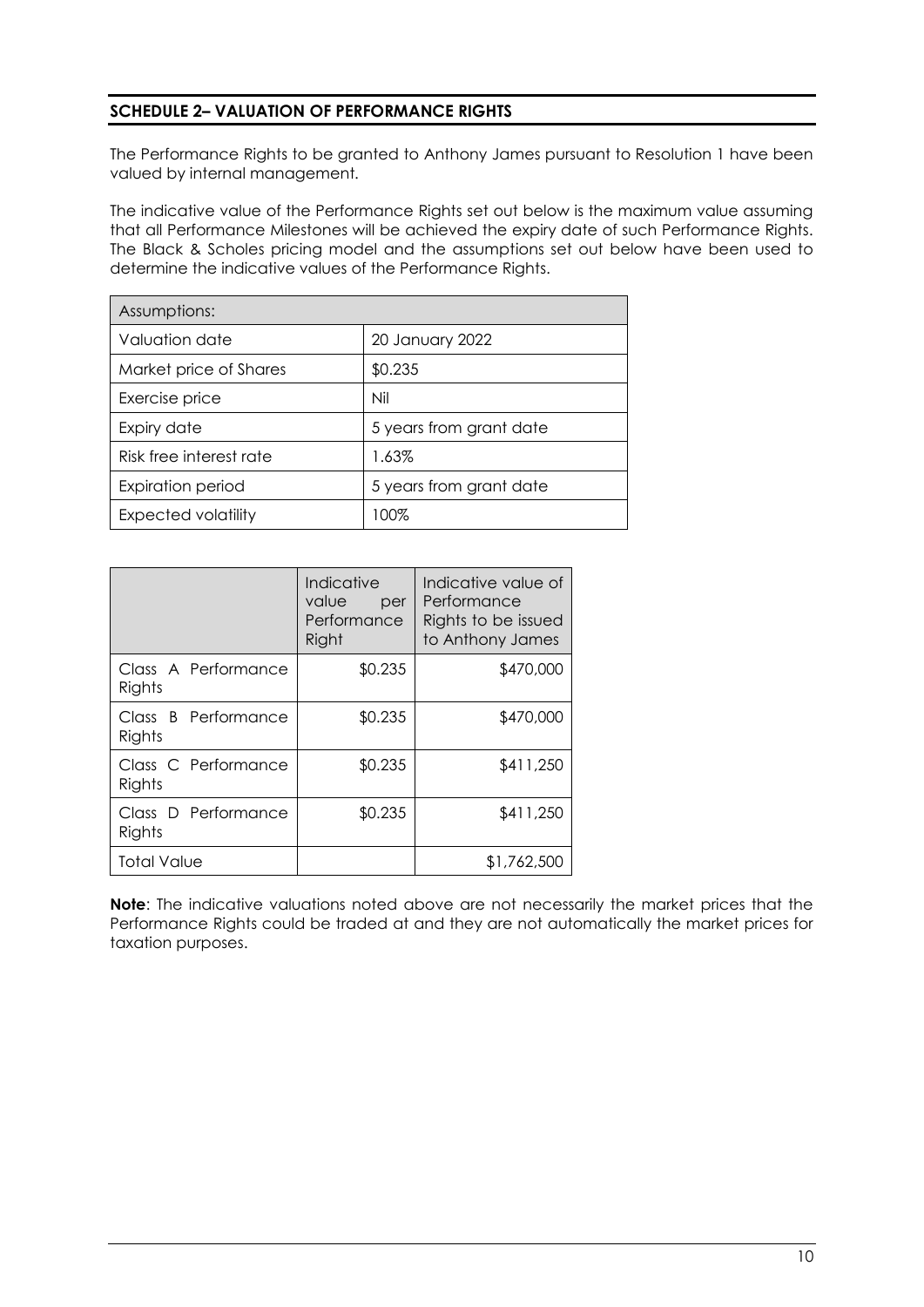## SCHEDULE 2– VALUATION OF PERFORMANCE RIGHTS

The Performance Rights to be granted to Anthony James pursuant to Resolution 1 have been valued by internal management.

The indicative value of the Performance Rights set out below is the maximum value assuming that all Performance Milestones will be achieved the expiry date of such Performance Rights. The Black & Scholes pricing model and the assumptions set out below have been used to determine the indicative values of the Performance Rights.

| Assumptions: | |
|---|---|
| Valuation date | 20 January 2022 |
| Market price of Shares | $0.235 |
| Exercise price | Nil |
| Expiry date | 5 years from grant date |
| Risk free interest rate | 1.63% |
| Expiration period | 5 years from grant date |
| Expected volatility | 100% |

| | Indicative value per Performance Right | Indicative value of Performance Rights to be issued to Anthony James |
|---|---|---|
| Class A Performance Rights | $0.235 | $470,000 |
| Class B Performance Rights | $0.235 | $470,000 |
| Class C Performance Rights | $0.235 | $411,250 |
| Class D Performance Rights | $0.235 | $411,250 |
| Total Value | | $1,762,500 |

**Note**: The indicative valuations noted above are not necessarily the market prices that the Performance Rights could be traded at and they are not automatically the market prices for taxation purposes.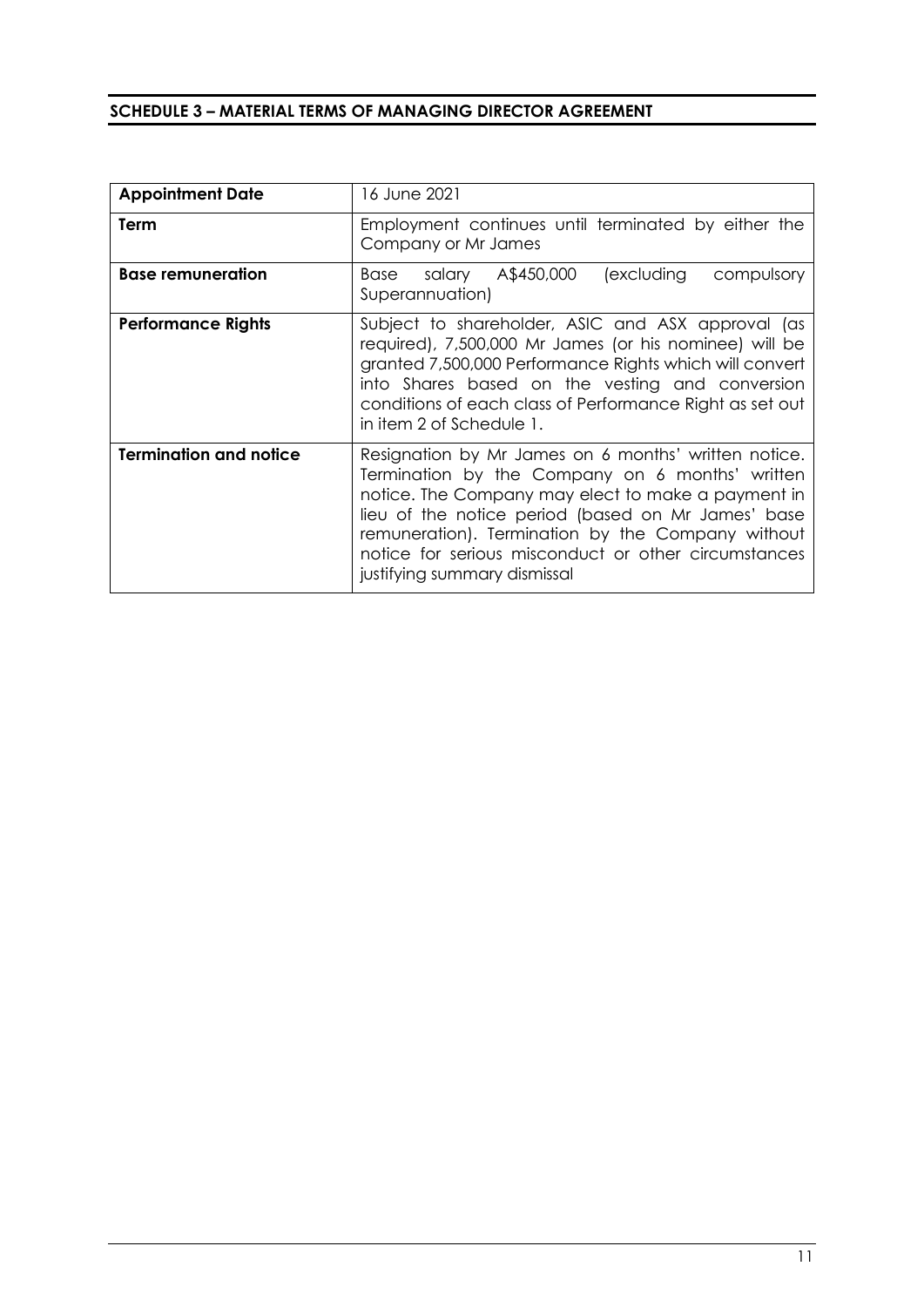## SCHEDULE 3 – MATERIAL TERMS OF MANAGING DIRECTOR AGREEMENT

| | |
|---|---|
| **Appointment Date** | 16 June 2021 |
| **Term** | Employment continues until terminated by either the Company or Mr James |
| **Base remuneration** | Base salary A$450,000 (excluding compulsory Superannuation) |
| **Performance Rights** | Subject to shareholder, ASIC and ASX approval (as required), 7,500,000 Mr James (or his nominee) will be granted 7,500,000 Performance Rights which will convert into Shares based on the vesting and conversion conditions of each class of Performance Right as set out in item 2 of Schedule 1. |
| **Termination and notice** | Resignation by Mr James on 6 months' written notice. Termination by the Company on 6 months' written notice. The Company may elect to make a payment in lieu of the notice period (based on Mr James' base remuneration). Termination by the Company without notice for serious misconduct or other circumstances justifying summary dismissal |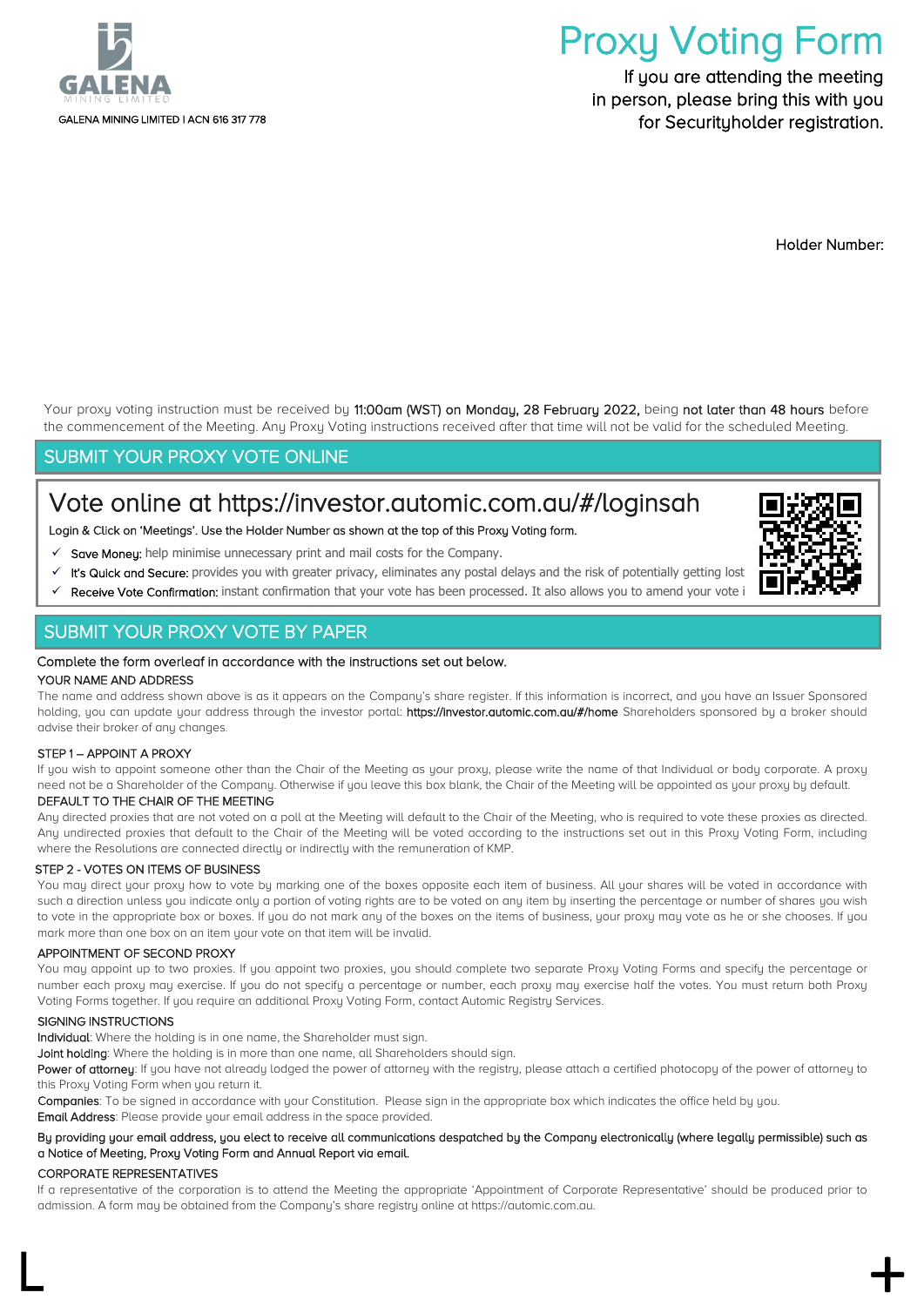GALENA

MINING LIMITED

GALENA MINING LIMITED | ACN 616 317 778

# Proxy Voting Form

If you are attending the meeting in person, please bring this with you for Securityholder registration.

Holder Number:

Your proxy voting instruction must be received by **11:00am (WST) on Monday, 28 February 2022,** being **not later than 48 hours** before the commencement of the Meeting. Any Proxy Voting instructions received after that time will not be valid for the scheduled Meeting.

## SUBMIT YOUR PROXY VOTE ONLINE

### Vote online at https://investor.automic.com.au/#/loginsah

Login & Click on 'Meetings'. Use the Holder Number as shown at the top of this Proxy Voting form.

- ✓ **Save Money:** help minimise unnecessary print and mail costs for the Company.
- ✓ **It's Quick and Secure:** provides you with greater privacy, eliminates any postal delays and the risk of potentially getting lost
- ✓ **Receive Vote Confirmation:** instant confirmation that your vote has been processed. It also allows you to amend your vote i

## SUBMIT YOUR PROXY VOTE BY PAPER

Complete the form overleaf in accordance with the instructions set out below.

**YOUR NAME AND ADDRESS**

The name and address shown above is as it appears on the Company's share register. If this information is incorrect, and you have an Issuer Sponsored holding, you can update your address through the investor portal: **https://investor.automic.com.au/#/home** Shareholders sponsored by a broker should advise their broker of any changes.

**STEP 1 – APPOINT A PROXY**

If you wish to appoint someone other than the Chair of the Meeting as your proxy, please write the name of that Individual or body corporate. A proxy need not be a Shareholder of the Company. Otherwise if you leave this box blank, the Chair of the Meeting will be appointed as your proxy by default.

**DEFAULT TO THE CHAIR OF THE MEETING**

Any directed proxies that are not voted on a poll at the Meeting will default to the Chair of the Meeting, who is required to vote these proxies as directed. Any undirected proxies that default to the Chair of the Meeting will be voted according to the instructions set out in this Proxy Voting Form, including where the Resolutions are connected directly or indirectly with the remuneration of KMP.

**STEP 2 - VOTES ON ITEMS OF BUSINESS**

You may direct your proxy how to vote by marking one of the boxes opposite each item of business. All your shares will be voted in accordance with such a direction unless you indicate only a portion of voting rights are to be voted on any item by inserting the percentage or number of shares you wish to vote in the appropriate box or boxes. If you do not mark any of the boxes on the items of business, your proxy may vote as he or she chooses. If you mark more than one box on an item your vote on that item will be invalid.

**APPOINTMENT OF SECOND PROXY**

You may appoint up to two proxies. If you appoint two proxies, you should complete two separate Proxy Voting Forms and specify the percentage or number each proxy may exercise. If you do not specify a percentage or number, each proxy may exercise half the votes. You must return both Proxy Voting Forms together. If you require an additional Proxy Voting Form, contact Automic Registry Services.

**SIGNING INSTRUCTIONS**

**Individual**: Where the holding is in one name, the Shareholder must sign.

**Joint holding**: Where the holding is in more than one name, all Shareholders should sign.

**Power of attorney**: If you have not already lodged the power of attorney with the registry, please attach a certified photocopy of the power of attorney to this Proxy Voting Form when you return it.

**Companies**: To be signed in accordance with your Constitution. Please sign in the appropriate box which indicates the office held by you.

**Email Address**: Please provide your email address in the space provided.

**By providing your email address, you elect to receive all communications despatched by the Company electronically (where legally permissible) such as a Notice of Meeting, Proxy Voting Form and Annual Report via email.**

**CORPORATE REPRESENTATIVES**

If a representative of the corporation is to attend the Meeting the appropriate 'Appointment of Corporate Representative' should be produced prior to admission. A form may be obtained from the Company's share registry online at https://automic.com.au.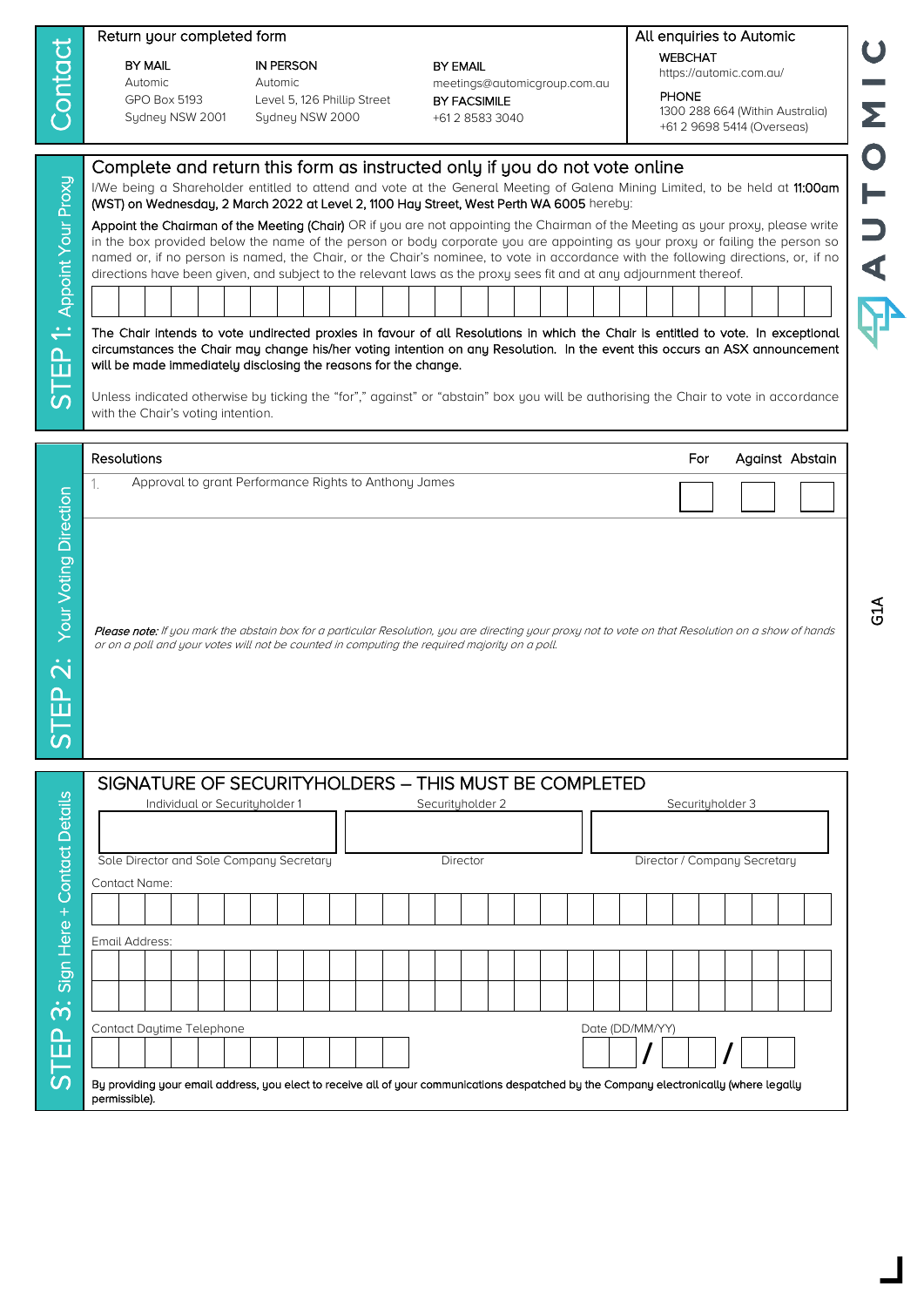## Contact

**Return your completed form**

**BY MAIL**
Automic
GPO Box 5193
Sydney NSW 2001

**IN PERSON**
Automic
Level 5, 126 Phillip Street
Sydney NSW 2000

**BY EMAIL**
meetings@automicgroup.com.au

**BY FACSIMILE**
+61 2 8583 3040

**All enquiries to Automic**

**WEBCHAT**
https://automic.com.au/

**PHONE**
1300 288 664 (Within Australia)
+61 2 9698 5414 (Overseas)

## STEP 1: Appoint Your Proxy

### Complete and return this form as instructed only if you do not vote online

I/We being a Shareholder entitled to attend and vote at the General Meeting of Galena Mining Limited, to be held at **11:00am (WST) on Wednesday, 2 March 2022 at Level 2, 1100 Hay Street, West Perth WA 6005** hereby:

**Appoint the Chairman of the Meeting (Chair)** OR if you are not appointing the Chairman of the Meeting as your proxy, please write in the box provided below the name of the person or body corporate you are appointing as your proxy or failing the person so named or, if no person is named, the Chair, or the Chair's nominee, to vote in accordance with the following directions, or, if no directions have been given, and subject to the relevant laws as the proxy sees fit and at any adjournment thereof.

**The Chair intends to vote undirected proxies in favour of all Resolutions in which the Chair is entitled to vote. In exceptional circumstances the Chair may change his/her voting intention on any Resolution. In the event this occurs an ASX announcement will be made immediately disclosing the reasons for the change.**

Unless indicated otherwise by ticking the "for"," against" or "abstain" box you will be authorising the Chair to vote in accordance with the Chair's voting intention.

## STEP 2: Your Voting Direction

| Resolutions | For | Against | Abstain |
|---|---|---|---|
| 1. Approval to grant Performance Rights to Anthony James | | | |

***Please note:*** *If you mark the abstain box for a particular Resolution, you are directing your proxy not to vote on that Resolution on a show of hands or on a poll and your votes will not be counted in computing the required majority on a poll.*

## STEP 3: Sign Here + Contact Details

### SIGNATURE OF SECURITYHOLDERS – THIS MUST BE COMPLETED

| Individual or Securityholder 1 | Securityholder 2 | Securityholder 3 |
|---|---|---|
| | | |
| Sole Director and Sole Company Secretary | Director | Director / Company Secretary |

Contact Name:

Email Address:

Contact Daytime Telephone

Date (DD/MM/YY) / /

**By providing your email address, you elect to receive all of your communications despatched by the Company electronically (where legally permissible).**

G1A